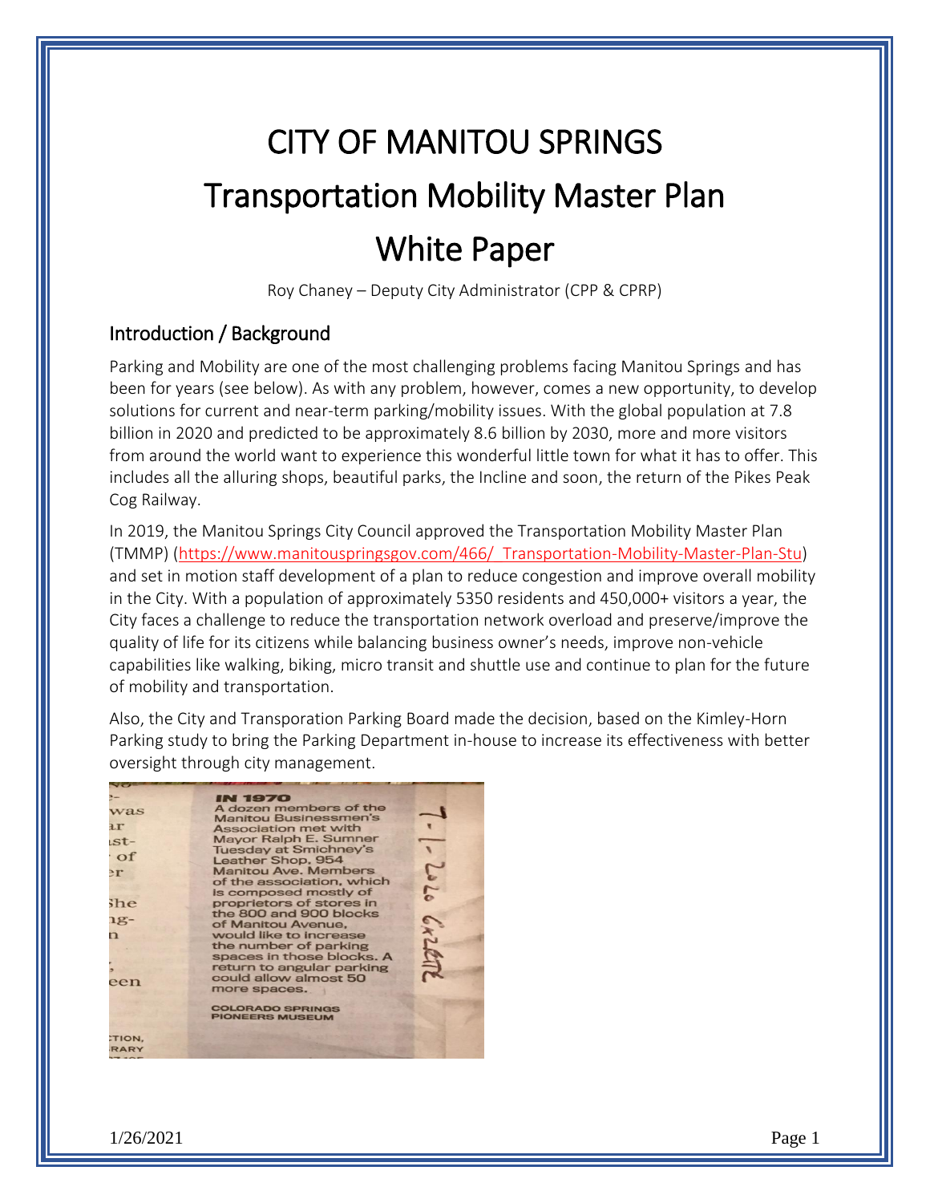# CITY OF MANITOU SPRINGS

# Transportation Mobility Master Plan

# White Paper

Roy Chaney – Deputy City Administrator (CPP & CPRP)

## Introduction / Background

Parking and Mobility are one of the most challenging problems facing Manitou Springs and has been for years (see below). As with any problem, however, comes a new opportunity, to develop solutions for current and near-term parking/mobility issues. With the global population at 7.8 billion in 2020 and predicted to be approximately 8.6 billion by 2030, more and more visitors from around the world want to experience this wonderful little town for what it has to offer. This includes all the alluring shops, beautiful parks, the Incline and soon, the return of the Pikes Peak Cog Railway.

In 2019, the Manitou Springs City Council approved the Transportation Mobility Master Plan (TMMP) (https://www.manitouspringsgov.com/466/_Transportation-Mobility-Master-Plan-Stu) and set in motion staff development of a plan to reduce congestion and improve overall mobility in the City. With a population of approximately 5350 residents and 450,000+ visitors a year, the City faces a challenge to reduce the transportation network overload and preserve/improve the quality of life for its citizens while balancing business owner's needs, improve non-vehicle capabilities like walking, biking, micro transit and shuttle use and continue to plan for the future of mobility and transportation.

Also, the City and Transporation Parking Board made the decision, based on the Kimley-Horn Parking study to bring the Parking Department in-house to increase its effectiveness with better oversight through city management.

> **IN 1970**
> A dozen members of the Manitou Businessmen's Association met with Mayor Ralph E. Sumner Tuesday at Smichney's Leather Shop, 954 Manitou Ave. Members of the association, which is composed mostly of proprietors of stores in the 800 and 900 blocks of Manitou Avenue, would like to increase the number of parking spaces in those blocks. A return to angular parking could allow almost 50 more spaces.
>
> COLORADO SPRINGS PIONEERS MUSEUM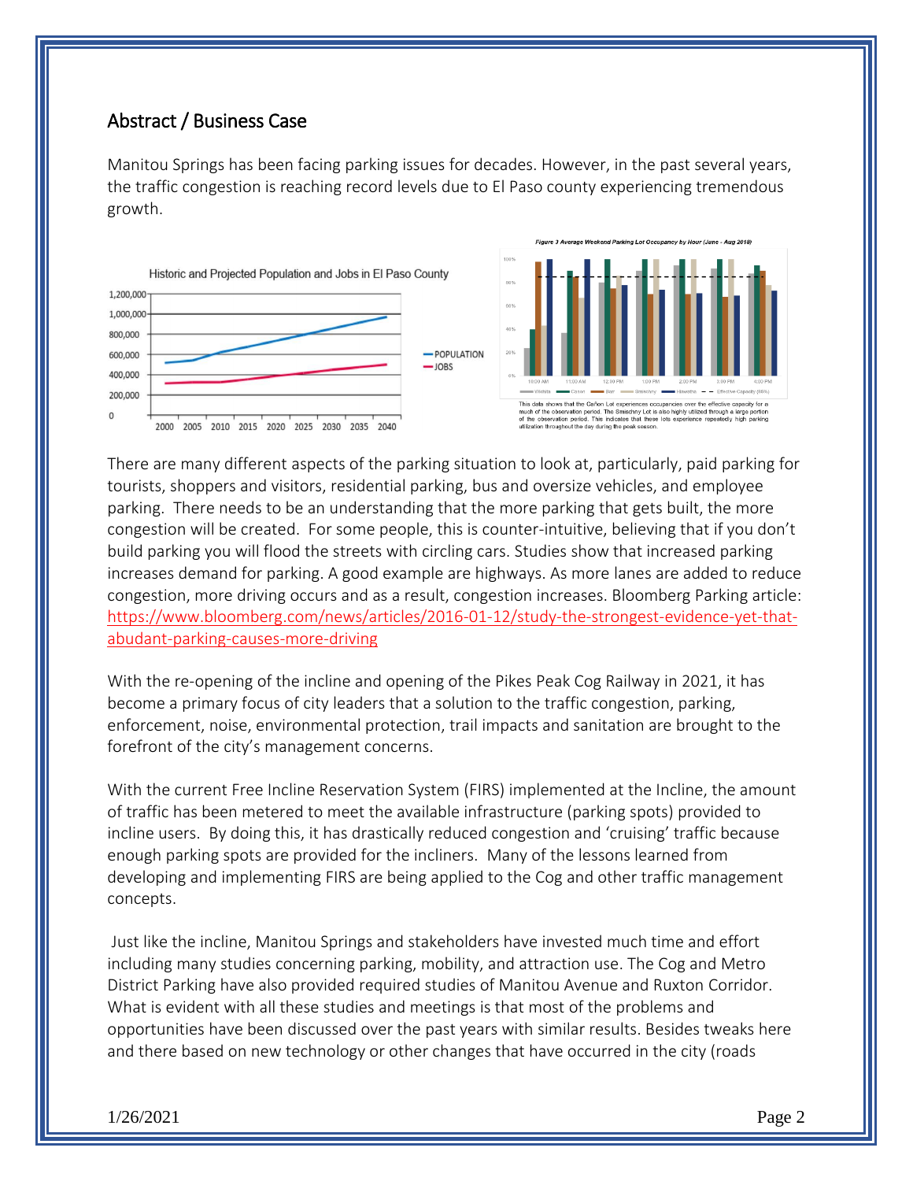## Abstract / Business Case

Manitou Springs has been facing parking issues for decades. However, in the past several years, the traffic congestion is reaching record levels due to El Paso county experiencing tremendous growth.

Historic and Projected Population and Jobs in El Paso County

*Figure 3 Average Weekend Parking Lot Occupancy by Hour (June - Aug 2018)*

This data shows that the Cañon Lot experiences occupancies over the effective capacity for a much of the observation period. The Smashny Lot is also highly utilized through a large portion of the observation period. This indicates that these lots experience repeatedly high parking utilization throughout the day during the peak season.

There are many different aspects of the parking situation to look at, particularly, paid parking for tourists, shoppers and visitors, residential parking, bus and oversize vehicles, and employee parking. There needs to be an understanding that the more parking that gets built, the more congestion will be created. For some people, this is counter-intuitive, believing that if you don't build parking you will flood the streets with circling cars. Studies show that increased parking increases demand for parking. A good example are highways. As more lanes are added to reduce congestion, more driving occurs and as a result, congestion increases. Bloomberg Parking article: https://www.bloomberg.com/news/articles/2016-01-12/study-the-strongest-evidence-yet-that-abudant-parking-causes-more-driving

With the re-opening of the incline and opening of the Pikes Peak Cog Railway in 2021, it has become a primary focus of city leaders that a solution to the traffic congestion, parking, enforcement, noise, environmental protection, trail impacts and sanitation are brought to the forefront of the city's management concerns.

With the current Free Incline Reservation System (FIRS) implemented at the Incline, the amount of traffic has been metered to meet the available infrastructure (parking spots) provided to incline users. By doing this, it has drastically reduced congestion and 'cruising' traffic because enough parking spots are provided for the incliners. Many of the lessons learned from developing and implementing FIRS are being applied to the Cog and other traffic management concepts.

Just like the incline, Manitou Springs and stakeholders have invested much time and effort including many studies concerning parking, mobility, and attraction use. The Cog and Metro District Parking have also provided required studies of Manitou Avenue and Ruxton Corridor. What is evident with all these studies and meetings is that most of the problems and opportunities have been discussed over the past years with similar results. Besides tweaks here and there based on new technology or other changes that have occurred in the city (roads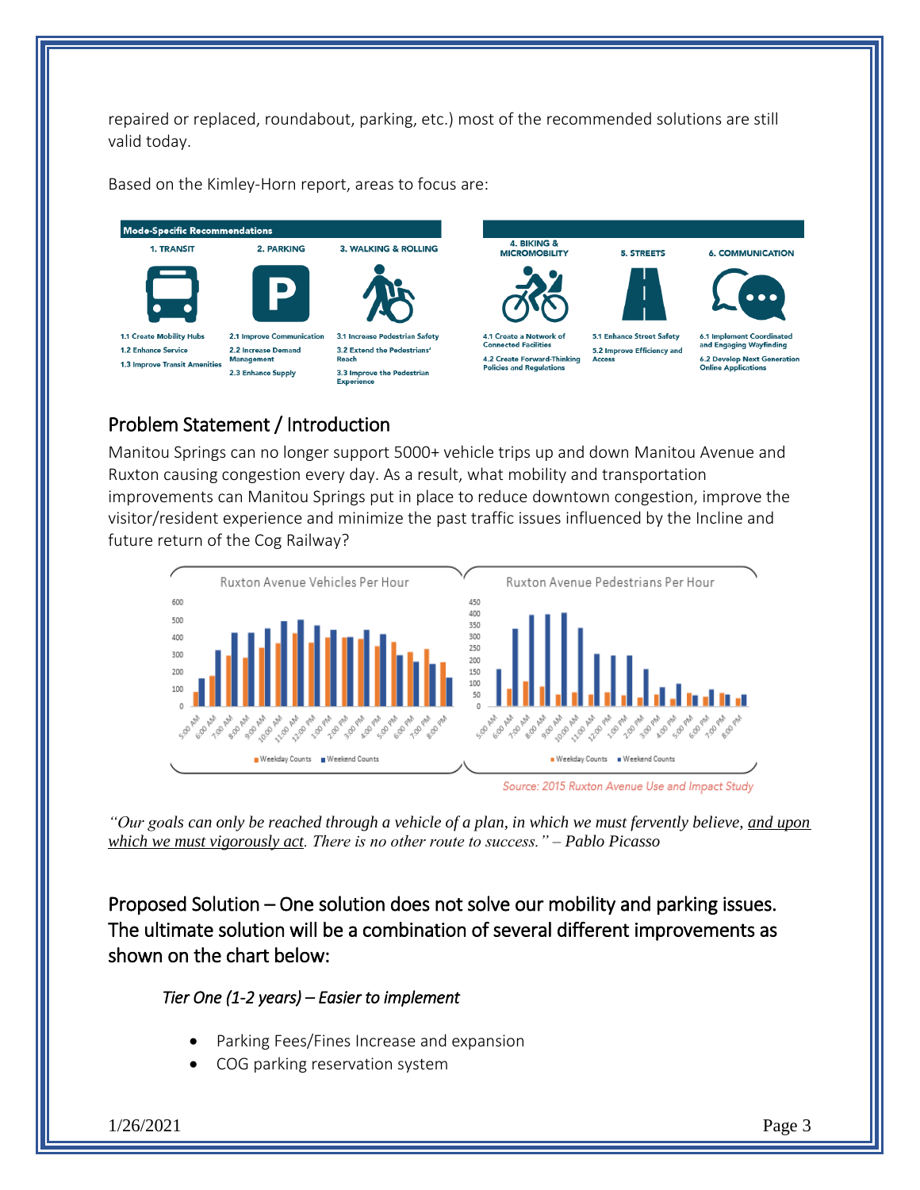repaired or replaced, roundabout, parking, etc.) most of the recommended solutions are still valid today.

Based on the Kimley-Horn report, areas to focus are:

**Mode-Specific Recommendations**

**1. TRANSIT**
- 1.1 Create Mobility Hubs
- 1.2 Enhance Service
- 1.3 Improve Transit Amenities

**2. PARKING**
- 2.1 Improve Communication
- 2.2 Increase Demand Management
- 2.3 Enhance Supply

**3. WALKING & ROLLING**
- 3.1 Increase Pedestrian Safety
- 3.2 Extend the Pedestrians' Reach
- 3.3 Improve the Pedestrian Experience

**4. BIKING & MICROMOBILITY**
- 4.1 Create a Network of Connected Facilities
- 4.2 Create Forward-Thinking Policies and Regulations

**5. STREETS**
- 5.1 Enhance Street Safety
- 5.2 Improve Efficiency and Access

**6. COMMUNICATION**
- 6.1 Implement Coordinated and Engaging Wayfinding
- 6.2 Develop Next Generation Online Applications

## Problem Statement / Introduction

Manitou Springs can no longer support 5000+ vehicle trips up and down Manitou Avenue and Ruxton causing congestion every day. As a result, what mobility and transportation improvements can Manitou Springs put in place to reduce downtown congestion, improve the visitor/resident experience and minimize the past traffic issues influenced by the Incline and future return of the Cog Railway?

Ruxton Avenue Vehicles Per Hour | Ruxton Avenue Pedestrians Per Hour (Weekday Counts / Weekend Counts)

Source: 2015 Ruxton Avenue Use and Impact Study

*"Our goals can only be reached through a vehicle of a plan, in which we must fervently believe, <u>and upon which we must vigorously act</u>. There is no other route to success." – Pablo Picasso*

## Proposed Solution – One solution does not solve our mobility and parking issues. The ultimate solution will be a combination of several different improvements as shown on the chart below:

*Tier One (1-2 years) – Easier to implement*

- Parking Fees/Fines Increase and expansion
- COG parking reservation system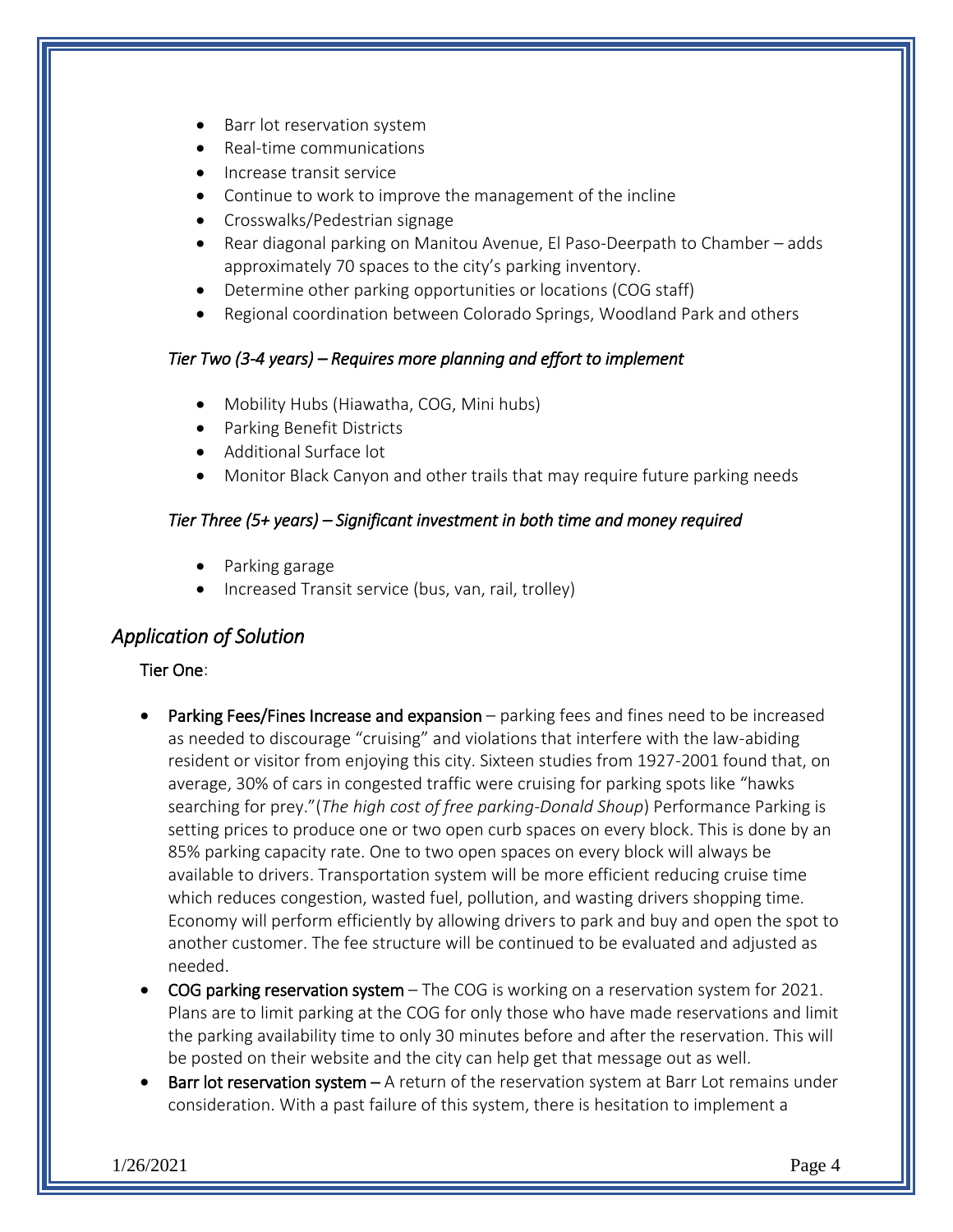- Barr lot reservation system
- Real-time communications
- Increase transit service
- Continue to work to improve the management of the incline
- Crosswalks/Pedestrian signage
- Rear diagonal parking on Manitou Avenue, El Paso-Deerpath to Chamber – adds approximately 70 spaces to the city's parking inventory.
- Determine other parking opportunities or locations (COG staff)
- Regional coordination between Colorado Springs, Woodland Park and others

*Tier Two (3-4 years) – Requires more planning and effort to implement*

- Mobility Hubs (Hiawatha, COG, Mini hubs)
- Parking Benefit Districts
- Additional Surface lot
- Monitor Black Canyon and other trails that may require future parking needs

*Tier Three (5+ years) – Significant investment in both time and money required*

- Parking garage
- Increased Transit service (bus, van, rail, trolley)

## *Application of Solution*

Tier One:

- **Parking Fees/Fines Increase and expansion** – parking fees and fines need to be increased as needed to discourage "cruising" and violations that interfere with the law-abiding resident or visitor from enjoying this city. Sixteen studies from 1927-2001 found that, on average, 30% of cars in congested traffic were cruising for parking spots like "hawks searching for prey."(*The high cost of free parking-Donald Shoup*) Performance Parking is setting prices to produce one or two open curb spaces on every block. This is done by an 85% parking capacity rate. One to two open spaces on every block will always be available to drivers. Transportation system will be more efficient reducing cruise time which reduces congestion, wasted fuel, pollution, and wasting drivers shopping time. Economy will perform efficiently by allowing drivers to park and buy and open the spot to another customer. The fee structure will be continued to be evaluated and adjusted as needed.
- **COG parking reservation system** – The COG is working on a reservation system for 2021. Plans are to limit parking at the COG for only those who have made reservations and limit the parking availability time to only 30 minutes before and after the reservation. This will be posted on their website and the city can help get that message out as well.
- **Barr lot reservation system** – A return of the reservation system at Barr Lot remains under consideration. With a past failure of this system, there is hesitation to implement a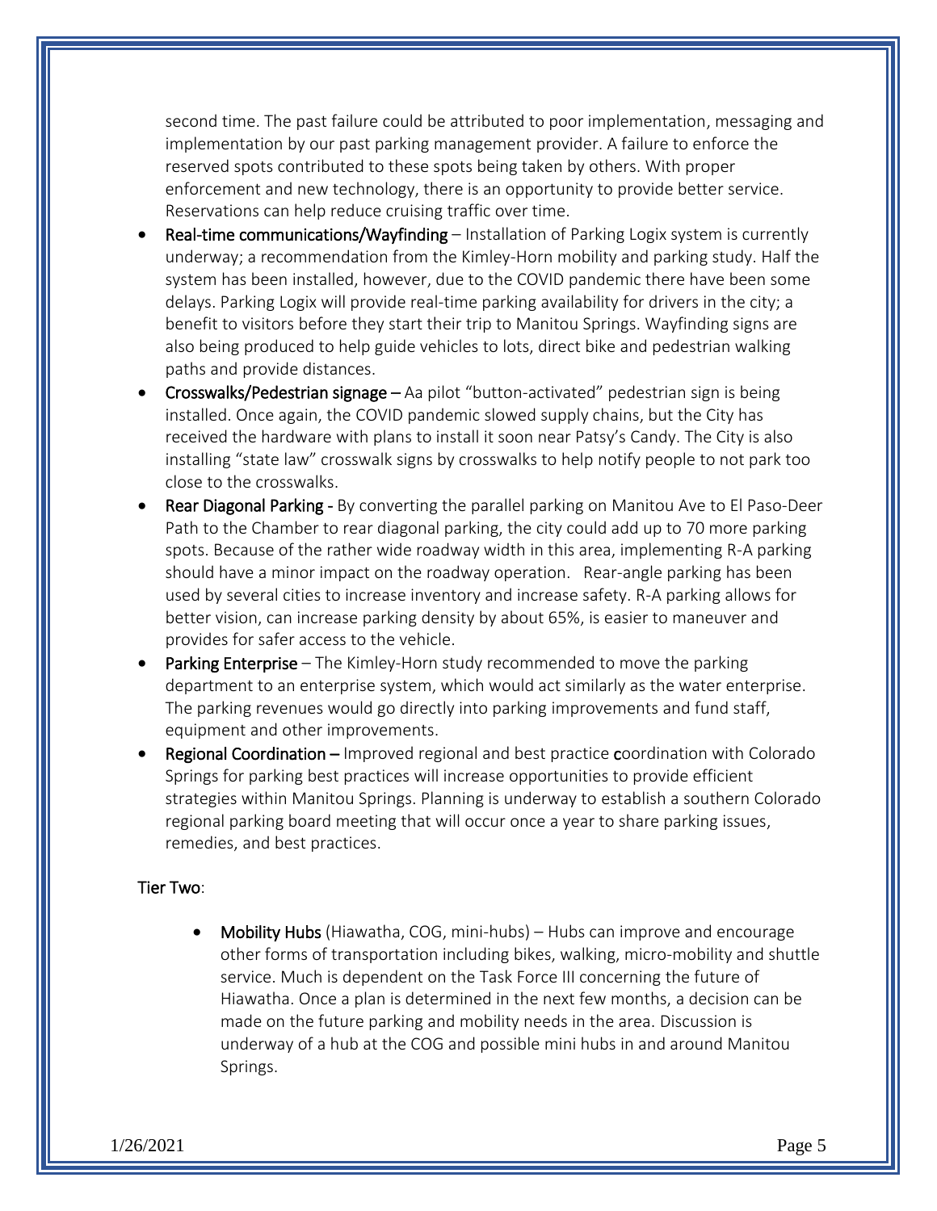second time. The past failure could be attributed to poor implementation, messaging and implementation by our past parking management provider. A failure to enforce the reserved spots contributed to these spots being taken by others. With proper enforcement and new technology, there is an opportunity to provide better service. Reservations can help reduce cruising traffic over time.

- Real-time communications/Wayfinding – Installation of Parking Logix system is currently underway; a recommendation from the Kimley-Horn mobility and parking study. Half the system has been installed, however, due to the COVID pandemic there have been some delays. Parking Logix will provide real-time parking availability for drivers in the city; a benefit to visitors before they start their trip to Manitou Springs. Wayfinding signs are also being produced to help guide vehicles to lots, direct bike and pedestrian walking paths and provide distances.
- Crosswalks/Pedestrian signage – Aa pilot "button-activated" pedestrian sign is being installed. Once again, the COVID pandemic slowed supply chains, but the City has received the hardware with plans to install it soon near Patsy's Candy. The City is also installing "state law" crosswalk signs by crosswalks to help notify people to not park too close to the crosswalks.
- Rear Diagonal Parking - By converting the parallel parking on Manitou Ave to El Paso-Deer Path to the Chamber to rear diagonal parking, the city could add up to 70 more parking spots. Because of the rather wide roadway width in this area, implementing R-A parking should have a minor impact on the roadway operation. Rear-angle parking has been used by several cities to increase inventory and increase safety. R-A parking allows for better vision, can increase parking density by about 65%, is easier to maneuver and provides for safer access to the vehicle.
- Parking Enterprise – The Kimley-Horn study recommended to move the parking department to an enterprise system, which would act similarly as the water enterprise. The parking revenues would go directly into parking improvements and fund staff, equipment and other improvements.
- Regional Coordination – Improved regional and best practice coordination with Colorado Springs for parking best practices will increase opportunities to provide efficient strategies within Manitou Springs. Planning is underway to establish a southern Colorado regional parking board meeting that will occur once a year to share parking issues, remedies, and best practices.

Tier Two:

- Mobility Hubs (Hiawatha, COG, mini-hubs) – Hubs can improve and encourage other forms of transportation including bikes, walking, micro-mobility and shuttle service. Much is dependent on the Task Force III concerning the future of Hiawatha. Once a plan is determined in the next few months, a decision can be made on the future parking and mobility needs in the area. Discussion is underway of a hub at the COG and possible mini hubs in and around Manitou Springs.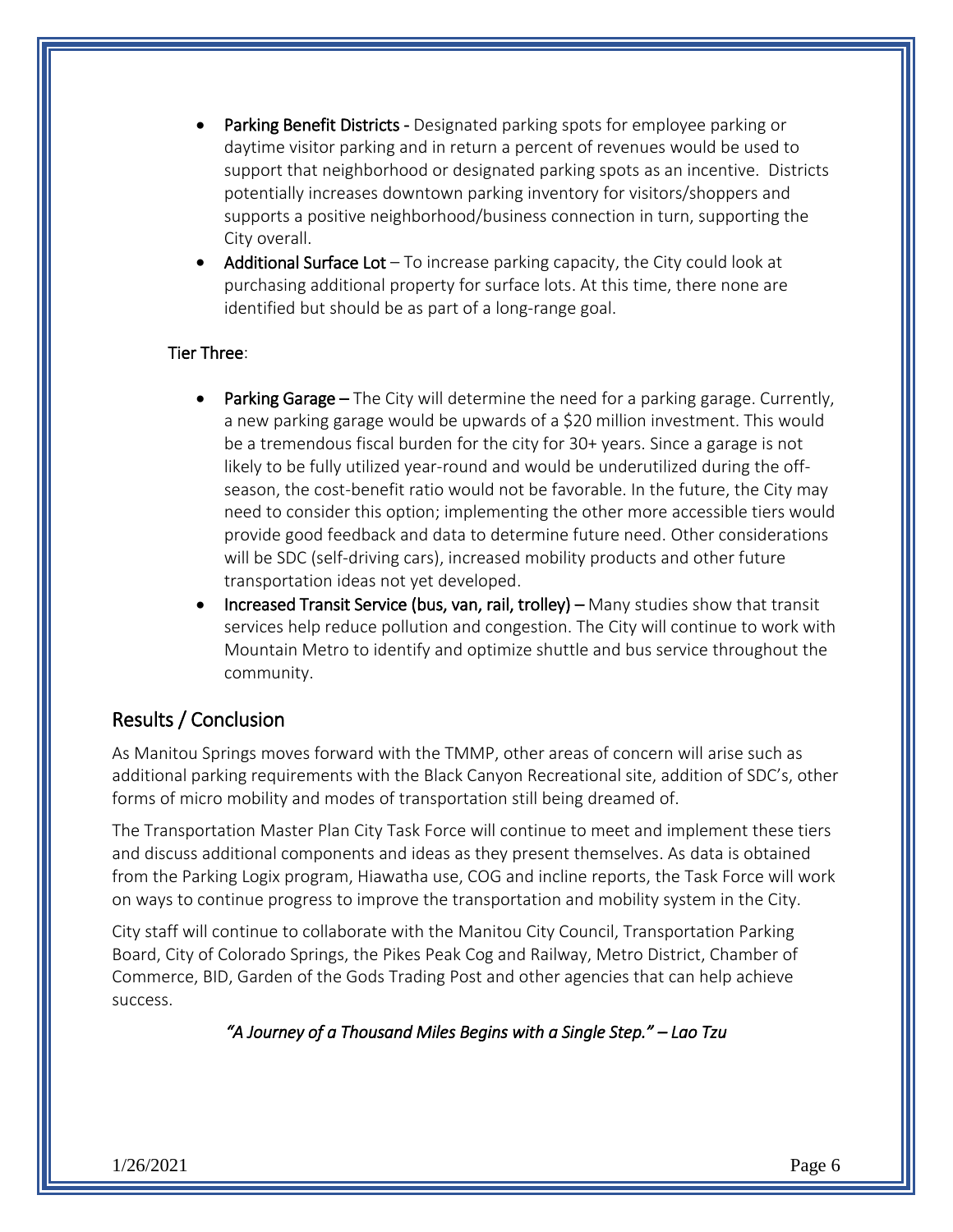- **Parking Benefit Districts** - Designated parking spots for employee parking or daytime visitor parking and in return a percent of revenues would be used to support that neighborhood or designated parking spots as an incentive. Districts potentially increases downtown parking inventory for visitors/shoppers and supports a positive neighborhood/business connection in turn, supporting the City overall.
- **Additional Surface Lot** – To increase parking capacity, the City could look at purchasing additional property for surface lots. At this time, there none are identified but should be as part of a long-range goal.

**Tier Three**:

- **Parking Garage** – The City will determine the need for a parking garage. Currently, a new parking garage would be upwards of a $20 million investment. This would be a tremendous fiscal burden for the city for 30+ years. Since a garage is not likely to be fully utilized year-round and would be underutilized during the off-season, the cost-benefit ratio would not be favorable. In the future, the City may need to consider this option; implementing the other more accessible tiers would provide good feedback and data to determine future need. Other considerations will be SDC (self-driving cars), increased mobility products and other future transportation ideas not yet developed.
- **Increased Transit Service (bus, van, rail, trolley)** – Many studies show that transit services help reduce pollution and congestion. The City will continue to work with Mountain Metro to identify and optimize shuttle and bus service throughout the community.

## Results / Conclusion

As Manitou Springs moves forward with the TMMP, other areas of concern will arise such as additional parking requirements with the Black Canyon Recreational site, addition of SDC's, other forms of micro mobility and modes of transportation still being dreamed of.

The Transportation Master Plan City Task Force will continue to meet and implement these tiers and discuss additional components and ideas as they present themselves. As data is obtained from the Parking Logix program, Hiawatha use, COG and incline reports, the Task Force will work on ways to continue progress to improve the transportation and mobility system in the City.

City staff will continue to collaborate with the Manitou City Council, Transportation Parking Board, City of Colorado Springs, the Pikes Peak Cog and Railway, Metro District, Chamber of Commerce, BID, Garden of the Gods Trading Post and other agencies that can help achieve success.

*"A Journey of a Thousand Miles Begins with a Single Step." – Lao Tzu*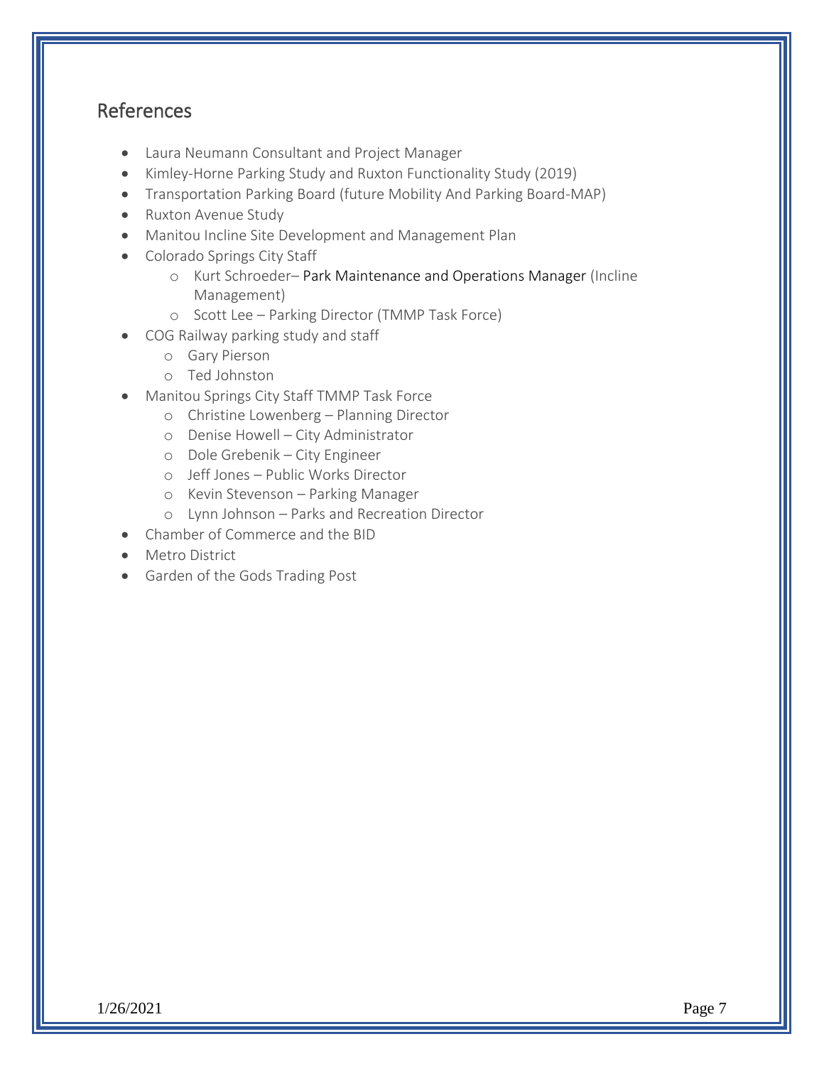## References

- Laura Neumann Consultant and Project Manager
- Kimley-Horne Parking Study and Ruxton Functionality Study (2019)
- Transportation Parking Board (future Mobility And Parking Board-MAP)
- Ruxton Avenue Study
- Manitou Incline Site Development and Management Plan
- Colorado Springs City Staff
  - Kurt Schroeder– Park Maintenance and Operations Manager (Incline Management)
  - Scott Lee – Parking Director (TMMP Task Force)
- COG Railway parking study and staff
  - Gary Pierson
  - Ted Johnston
- Manitou Springs City Staff TMMP Task Force
  - Christine Lowenberg – Planning Director
  - Denise Howell – City Administrator
  - Dole Grebenik – City Engineer
  - Jeff Jones – Public Works Director
  - Kevin Stevenson – Parking Manager
  - Lynn Johnson – Parks and Recreation Director
- Chamber of Commerce and the BID
- Metro District
- Garden of the Gods Trading Post